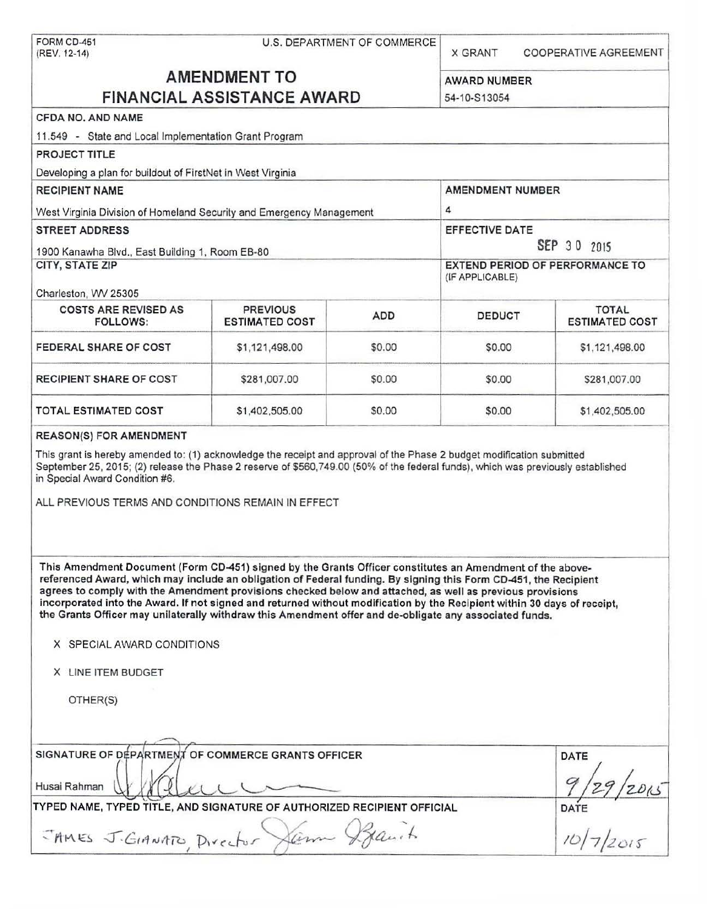FORM CD-451
(REV. 12-14)

U.S. DEPARTMENT OF COMMERCE

X GRANT COOPERATIVE AGREEMENT

# AMENDMENT TO FINANCIAL ASSISTANCE AWARD

**AWARD NUMBER**
54-10-S13054

**CFDA NO. AND NAME**
11.549 - State and Local Implementation Grant Program

**PROJECT TITLE**
Developing a plan for buildout of FirstNet in West Virginia

**RECIPIENT NAME**
West Virginia Division of Homeland Security and Emergency Management

**AMENDMENT NUMBER**
4

**STREET ADDRESS**
1900 Kanawha Blvd., East Building 1, Room EB-80

**EFFECTIVE DATE**
SEP 30 2015

**CITY, STATE ZIP**
Charleston, WV 25305

**EXTEND PERIOD OF PERFORMANCE TO (IF APPLICABLE)**

| COSTS ARE REVISED AS FOLLOWS: | PREVIOUS ESTIMATED COST | ADD | DEDUCT | TOTAL ESTIMATED COST |
|---|---|---|---|---|
| FEDERAL SHARE OF COST | $1,121,498.00 | $0.00 | $0.00 | $1,121,498.00 |
| RECIPIENT SHARE OF COST | $281,007.00 | $0.00 | $0.00 | $281,007.00 |
| TOTAL ESTIMATED COST | $1,402,505.00 | $0.00 | $0.00 | $1,402,505.00 |

**REASON(S) FOR AMENDMENT**

This grant is hereby amended to: (1) acknowledge the receipt and approval of the Phase 2 budget modification submitted September 25, 2015; (2) release the Phase 2 reserve of $560,749.00 (50% of the federal funds), which was previously established in Special Award Condition #6.

ALL PREVIOUS TERMS AND CONDITIONS REMAIN IN EFFECT

**This Amendment Document (Form CD-451) signed by the Grants Officer constitutes an Amendment of the above-referenced Award, which may include an obligation of Federal funding. By signing this Form CD-451, the Recipient agrees to comply with the Amendment provisions checked below and attached, as well as previous provisions incorporated into the Award. If not signed and returned without modification by the Recipient within 30 days of receipt, the Grants Officer may unilaterally withdraw this Amendment offer and de-obligate any associated funds.**

X SPECIAL AWARD CONDITIONS

X LINE ITEM BUDGET

OTHER(S)

**SIGNATURE OF DEPARTMENT OF COMMERCE GRANTS OFFICER**
Husai Rahman

**DATE**
9/29/2015

**TYPED NAME, TYPED TITLE, AND SIGNATURE OF AUTHORIZED RECIPIENT OFFICIAL**
JAMES J. GIANATO, Director

**DATE**
10/7/2015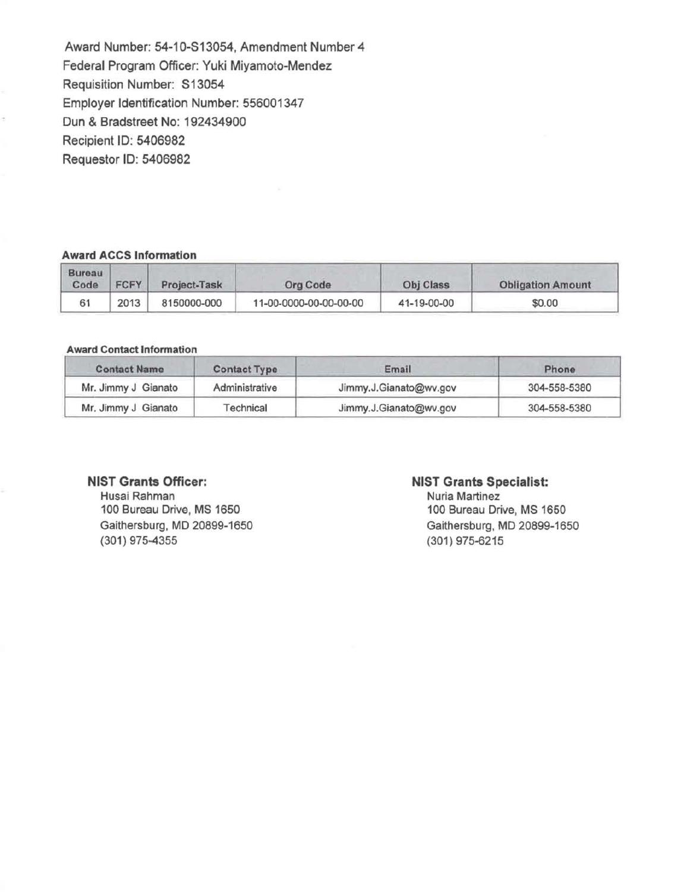Award Number: 54-10-S13054, Amendment Number 4
Federal Program Officer: Yuki Miyamoto-Mendez
Requisition Number: S13054
Employer Identification Number: 556001347
Dun & Bradstreet No: 192434900
Recipient ID: 5406982
Requestor ID: 5406982

**Award ACCS Information**

| Bureau Code | FCFY | Project-Task | Org Code | Obj Class | Obligation Amount |
|---|---|---|---|---|---|
| 61 | 2013 | 8150000-000 | 11-00-0000-00-00-00-00 | 41-19-00-00 | $0.00 |

**Award Contact Information**

| Contact Name | Contact Type | Email | Phone |
|---|---|---|---|
| Mr. Jimmy J Gianato | Administrative | Jimmy.J.Gianato@wv.gov | 304-558-5380 |
| Mr. Jimmy J Gianato | Technical | Jimmy.J.Gianato@wv.gov | 304-558-5380 |

**NIST Grants Officer:**
Husai Rahman
100 Bureau Drive, MS 1650
Gaithersburg, MD 20899-1650
(301) 975-4355

**NIST Grants Specialist:**
Nuria Martinez
100 Bureau Drive, MS 1650
Gaithersburg, MD 20899-1650
(301) 975-6215